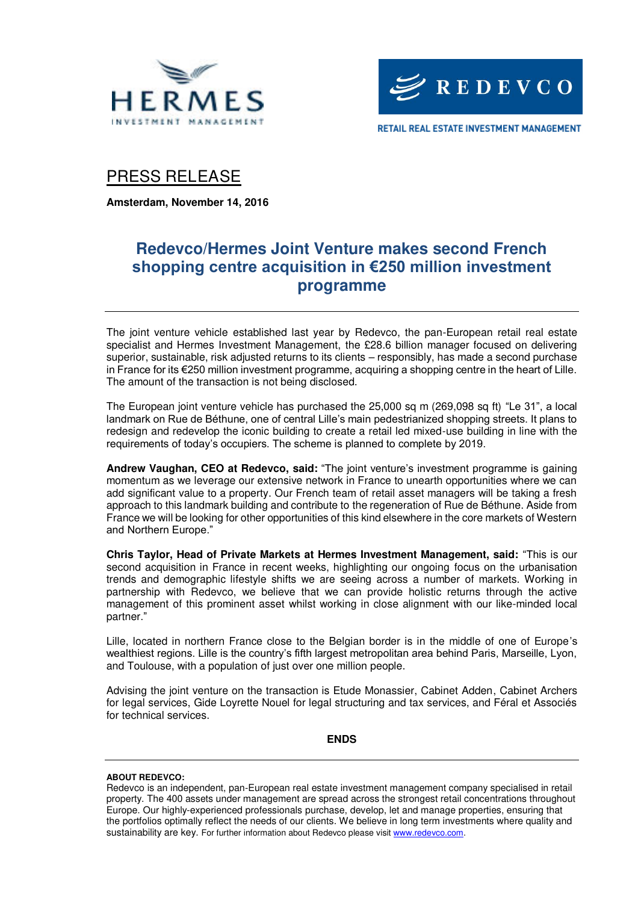HERMES
INVESTMENT MANAGEMENT

REDEVCO
RETAIL REAL ESTATE INVESTMENT MANAGEMENT

# PRESS RELEASE

**Amsterdam, November 14, 2016**

## Redevco/Hermes Joint Venture makes second French shopping centre acquisition in €250 million investment programme

The joint venture vehicle established last year by Redevco, the pan-European retail real estate specialist and Hermes Investment Management, the £28.6 billion manager focused on delivering superior, sustainable, risk adjusted returns to its clients – responsibly, has made a second purchase in France for its €250 million investment programme, acquiring a shopping centre in the heart of Lille. The amount of the transaction is not being disclosed.

The European joint venture vehicle has purchased the 25,000 sq m (269,098 sq ft) "Le 31", a local landmark on Rue de Béthune, one of central Lille's main pedestrianized shopping streets. It plans to redesign and redevelop the iconic building to create a retail led mixed-use building in line with the requirements of today's occupiers. The scheme is planned to complete by 2019.

**Andrew Vaughan, CEO at Redevco, said:** "The joint venture's investment programme is gaining momentum as we leverage our extensive network in France to unearth opportunities where we can add significant value to a property. Our French team of retail asset managers will be taking a fresh approach to this landmark building and contribute to the regeneration of Rue de Béthune. Aside from France we will be looking for other opportunities of this kind elsewhere in the core markets of Western and Northern Europe."

**Chris Taylor, Head of Private Markets at Hermes Investment Management, said:** "This is our second acquisition in France in recent weeks, highlighting our ongoing focus on the urbanisation trends and demographic lifestyle shifts we are seeing across a number of markets. Working in partnership with Redevco, we believe that we can provide holistic returns through the active management of this prominent asset whilst working in close alignment with our like-minded local partner."

Lille, located in northern France close to the Belgian border is in the middle of one of Europe's wealthiest regions. Lille is the country's fifth largest metropolitan area behind Paris, Marseille, Lyon, and Toulouse, with a population of just over one million people.

Advising the joint venture on the transaction is Etude Monassier, Cabinet Adden, Cabinet Archers for legal services, Gide Loyrette Nouel for legal structuring and tax services, and Féral et Associés for technical services.

**ENDS**

**ABOUT REDEVCO:**
Redevco is an independent, pan-European real estate investment management company specialised in retail property. The 400 assets under management are spread across the strongest retail concentrations throughout Europe. Our highly-experienced professionals purchase, develop, let and manage properties, ensuring that the portfolios optimally reflect the needs of our clients. We believe in long term investments where quality and sustainability are key. For further information about Redevco please visit www.redevco.com.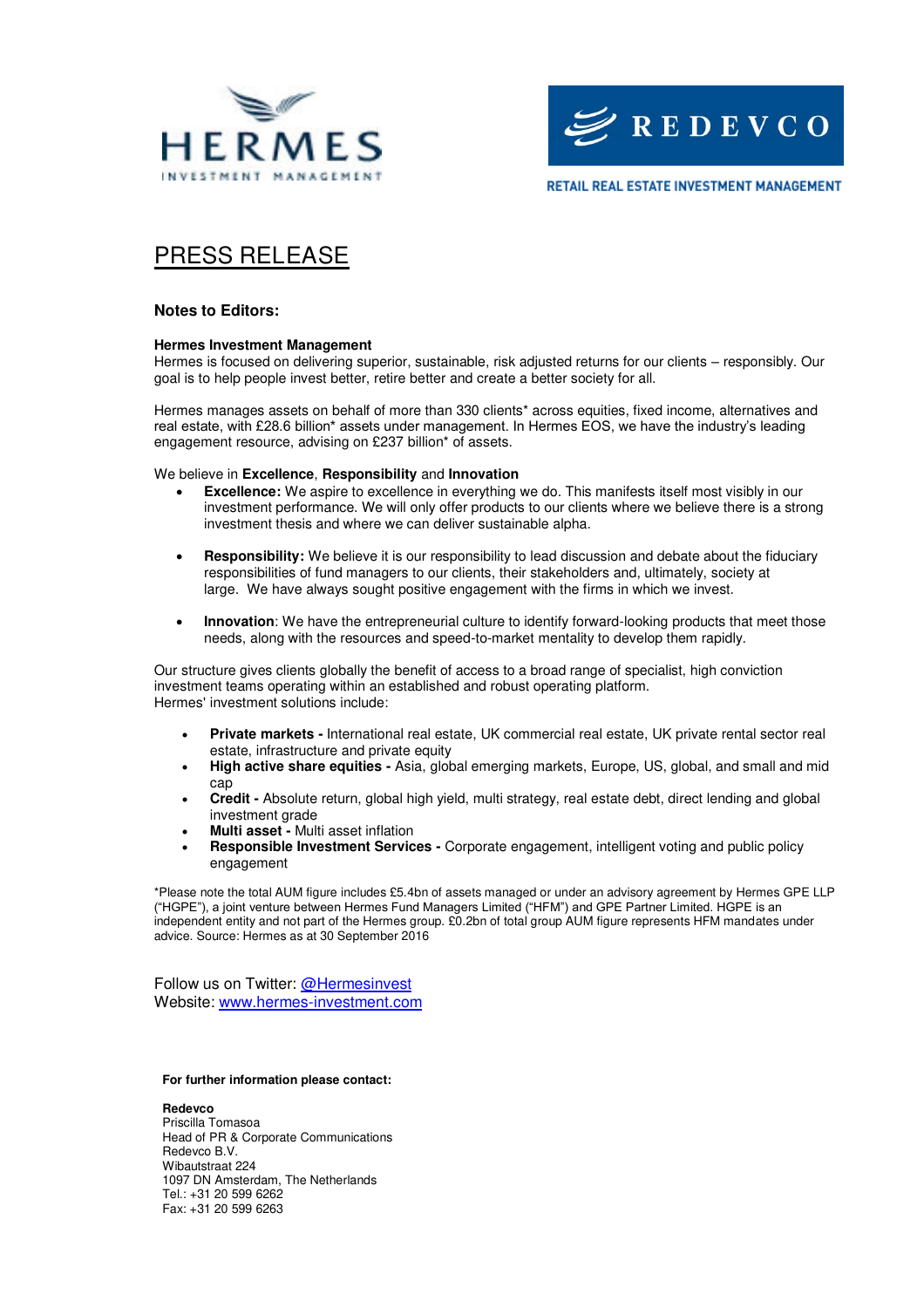HERMES
INVESTMENT MANAGEMENT

REDEVCO

RETAIL REAL ESTATE INVESTMENT MANAGEMENT

# PRESS RELEASE

### Notes to Editors:

**Hermes Investment Management**
Hermes is focused on delivering superior, sustainable, risk adjusted returns for our clients – responsibly. Our goal is to help people invest better, retire better and create a better society for all.

Hermes manages assets on behalf of more than 330 clients* across equities, fixed income, alternatives and real estate, with £28.6 billion* assets under management. In Hermes EOS, we have the industry's leading engagement resource, advising on £237 billion* of assets.

We believe in **Excellence**, **Responsibility** and **Innovation**

- **Excellence:** We aspire to excellence in everything we do. This manifests itself most visibly in our investment performance. We will only offer products to our clients where we believe there is a strong investment thesis and where we can deliver sustainable alpha.
- **Responsibility:** We believe it is our responsibility to lead discussion and debate about the fiduciary responsibilities of fund managers to our clients, their stakeholders and, ultimately, society at large. We have always sought positive engagement with the firms in which we invest.
- **Innovation**: We have the entrepreneurial culture to identify forward-looking products that meet those needs, along with the resources and speed-to-market mentality to develop them rapidly.

Our structure gives clients globally the benefit of access to a broad range of specialist, high conviction investment teams operating within an established and robust operating platform.
Hermes' investment solutions include:

- **Private markets -** International real estate, UK commercial real estate, UK private rental sector real estate, infrastructure and private equity
- **High active share equities -** Asia, global emerging markets, Europe, US, global, and small and mid cap
- **Credit -** Absolute return, global high yield, multi strategy, real estate debt, direct lending and global investment grade
- **Multi asset -** Multi asset inflation
- **Responsible Investment Services -** Corporate engagement, intelligent voting and public policy engagement

*Please note the total AUM figure includes £5.4bn of assets managed or under an advisory agreement by Hermes GPE LLP ("HGPE"), a joint venture between Hermes Fund Managers Limited ("HFM") and GPE Partner Limited. HGPE is an independent entity and not part of the Hermes group. £0.2bn of total group AUM figure represents HFM mandates under advice. Source: Hermes as at 30 September 2016

Follow us on Twitter: @Hermesinvest
Website: www.hermes-investment.com

**For further information please contact:**

**Redevco**
Priscilla Tomasoa
Head of PR & Corporate Communications
Redevco B.V.
Wibautstraat 224
1097 DN Amsterdam, The Netherlands
Tel.: +31 20 599 6262
Fax: +31 20 599 6263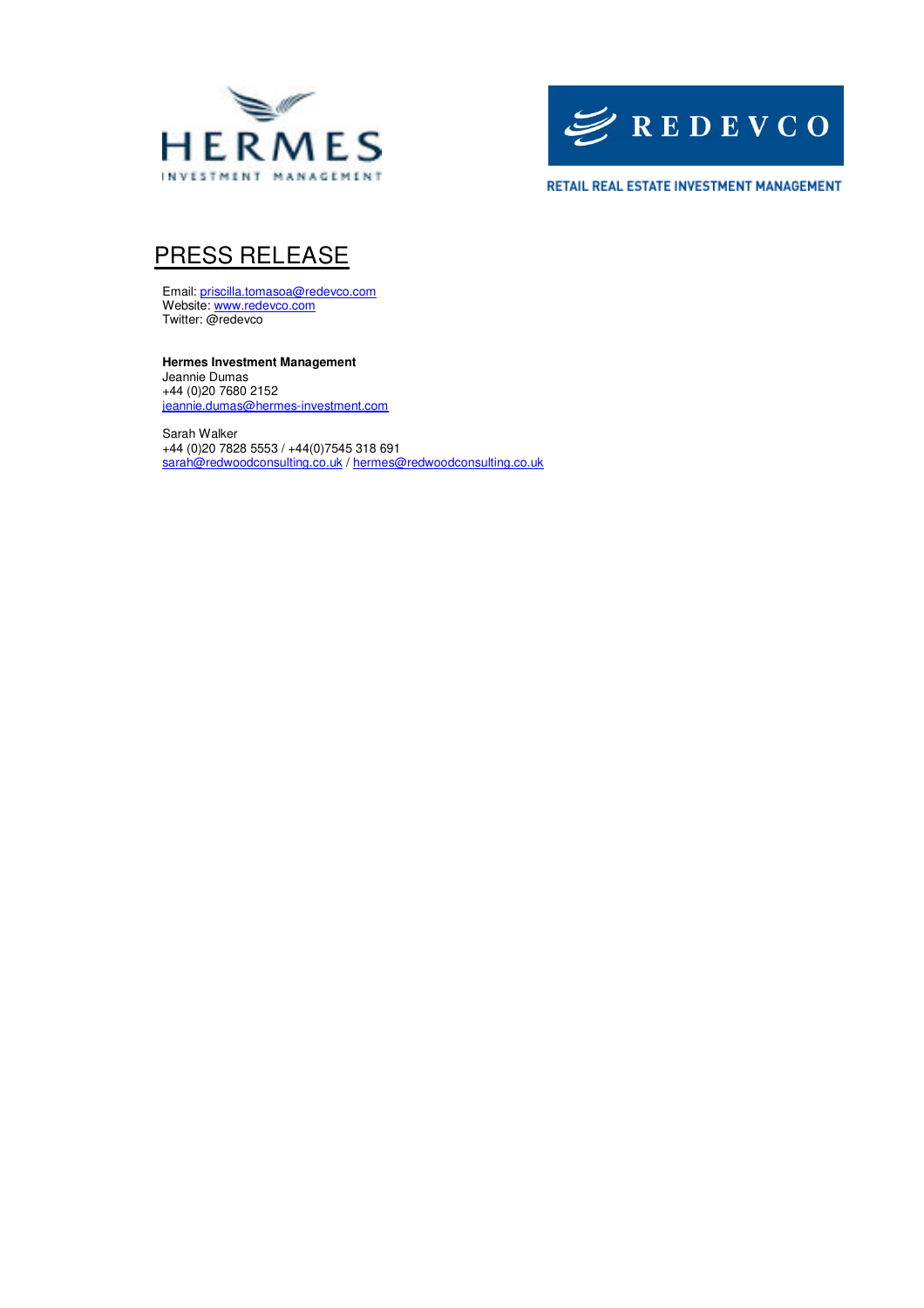HERMES INVESTMENT MANAGEMENT

REDEVCO

RETAIL REAL ESTATE INVESTMENT MANAGEMENT

# PRESS RELEASE

Email: priscilla.tomasoa@redevco.com
Website: www.redevco.com
Twitter: @redevco

**Hermes Investment Management**
Jeannie Dumas
+44 (0)20 7680 2152
jeannie.dumas@hermes-investment.com

Sarah Walker
+44 (0)20 7828 5553 / +44(0)7545 318 691
sarah@redwoodconsulting.co.uk / hermes@redwoodconsulting.co.uk